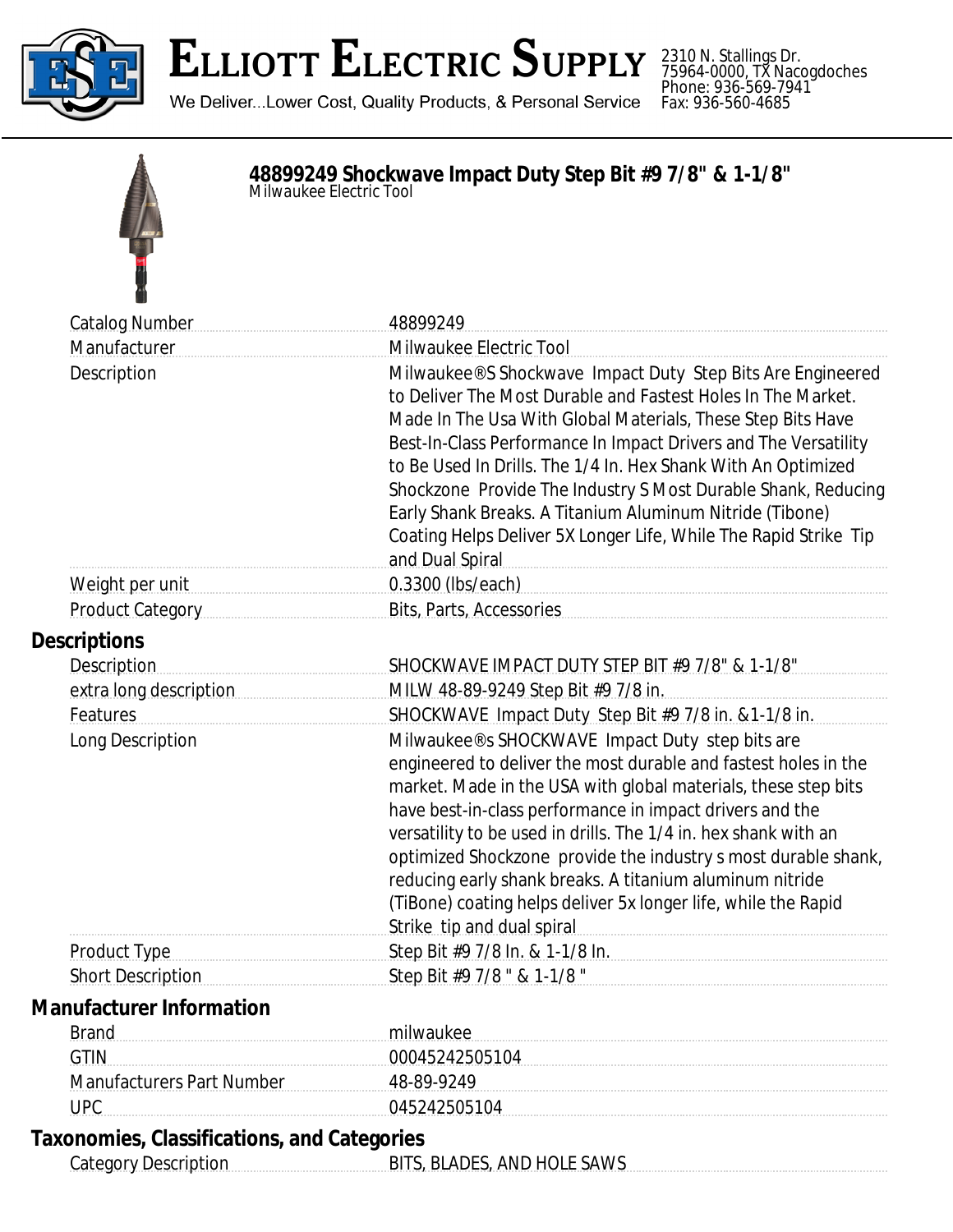# ELLIOTT ELECTRIC SUPPLY

We Deliver...Lower Cost, Quality Products, & Personal Service

2310 N. Stallings Dr.
75964-0000, TX Nacogdoches
Phone: 936-569-7941
Fax: 936-560-4685

## 48899249 Shockwave Impact Duty Step Bit #9 7/8" & 1-1/8"

Milwaukee Electric Tool

| | |
|---|---|
| Catalog Number | 48899249 |
| Manufacturer | Milwaukee Electric Tool |
| Description | Milwaukee®S Shockwave Impact Duty Step Bits Are Engineered to Deliver The Most Durable and Fastest Holes In The Market. Made In The Usa With Global Materials, These Step Bits Have Best-In-Class Performance In Impact Drivers and The Versatility to Be Used In Drills. The 1/4 In. Hex Shank With An Optimized Shockzone Provide The Industry S Most Durable Shank, Reducing Early Shank Breaks. A Titanium Aluminum Nitride (Tibone) Coating Helps Deliver 5X Longer Life, While The Rapid Strike Tip and Dual Spiral |
| Weight per unit | 0.3300 (lbs/each) |
| Product Category | Bits, Parts, Accessories |

### Descriptions

| | |
|---|---|
| Description | SHOCKWAVE IMPACT DUTY STEP BIT #9 7/8" & 1-1/8" |
| extra long description | MILW 48-89-9249 Step Bit #9 7/8 in. |
| Features | SHOCKWAVE Impact Duty Step Bit #9 7/8 in. &1-1/8 in. |
| Long Description | Milwaukee®s SHOCKWAVE Impact Duty step bits are engineered to deliver the most durable and fastest holes in the market. Made in the USA with global materials, these step bits have best-in-class performance in impact drivers and the versatility to be used in drills. The 1/4 in. hex shank with an optimized Shockzone provide the industry s most durable shank, reducing early shank breaks. A titanium aluminum nitride (TiBone) coating helps deliver 5x longer life, while the Rapid Strike tip and dual spiral |
| Product Type | Step Bit #9 7/8 In. & 1-1/8 In. |
| Short Description | Step Bit #9 7/8 " & 1-1/8 " |

### Manufacturer Information

| | |
|---|---|
| Brand | milwaukee |
| GTIN | 00045242505104 |
| Manufacturers Part Number | 48-89-9249 |
| UPC | 045242505104 |

### Taxonomies, Classifications, and Categories

| | |
|---|---|
| Category Description | BITS, BLADES, AND HOLE SAWS |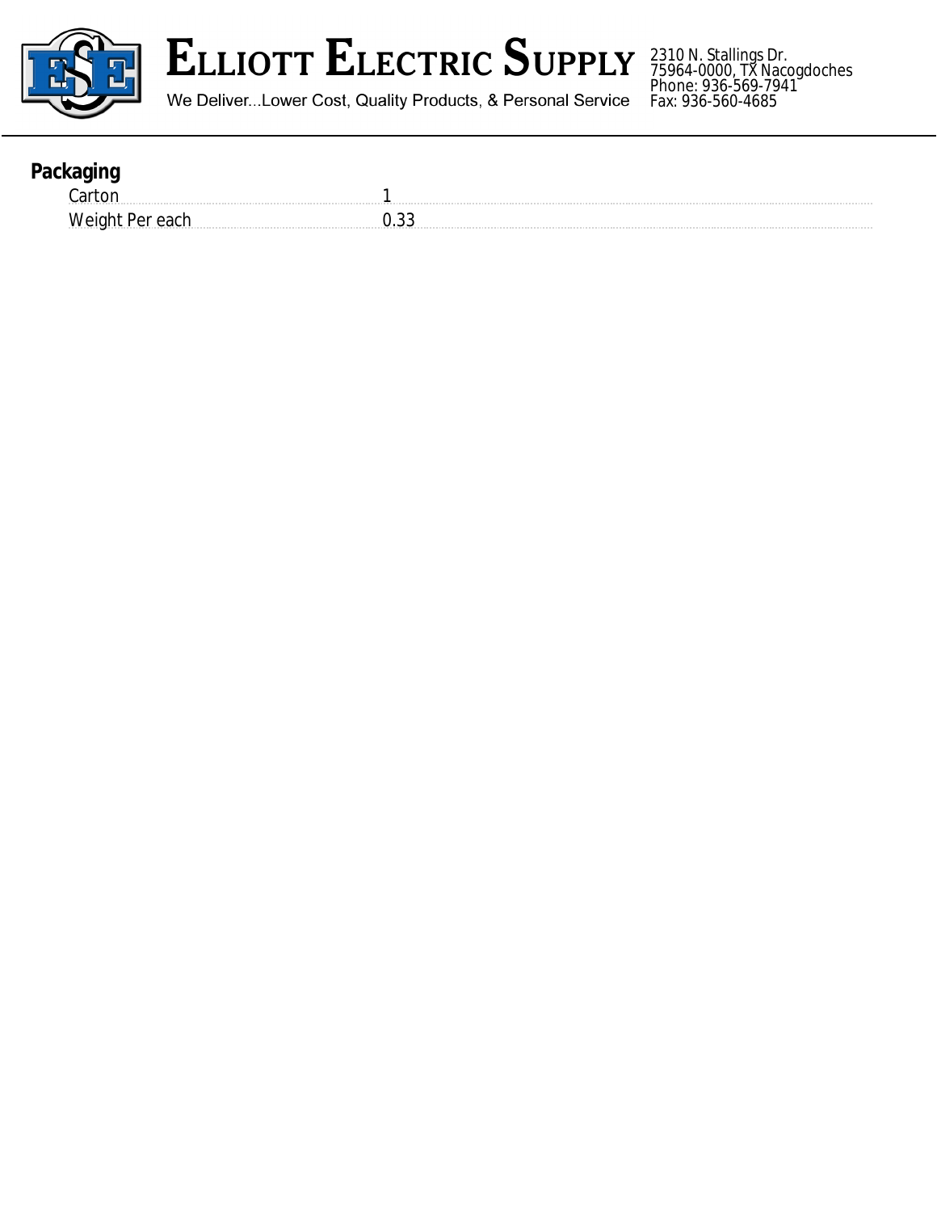## Packaging

| | |
|---|---|
| Carton | 1 |
| Weight Per each | 0.33 |